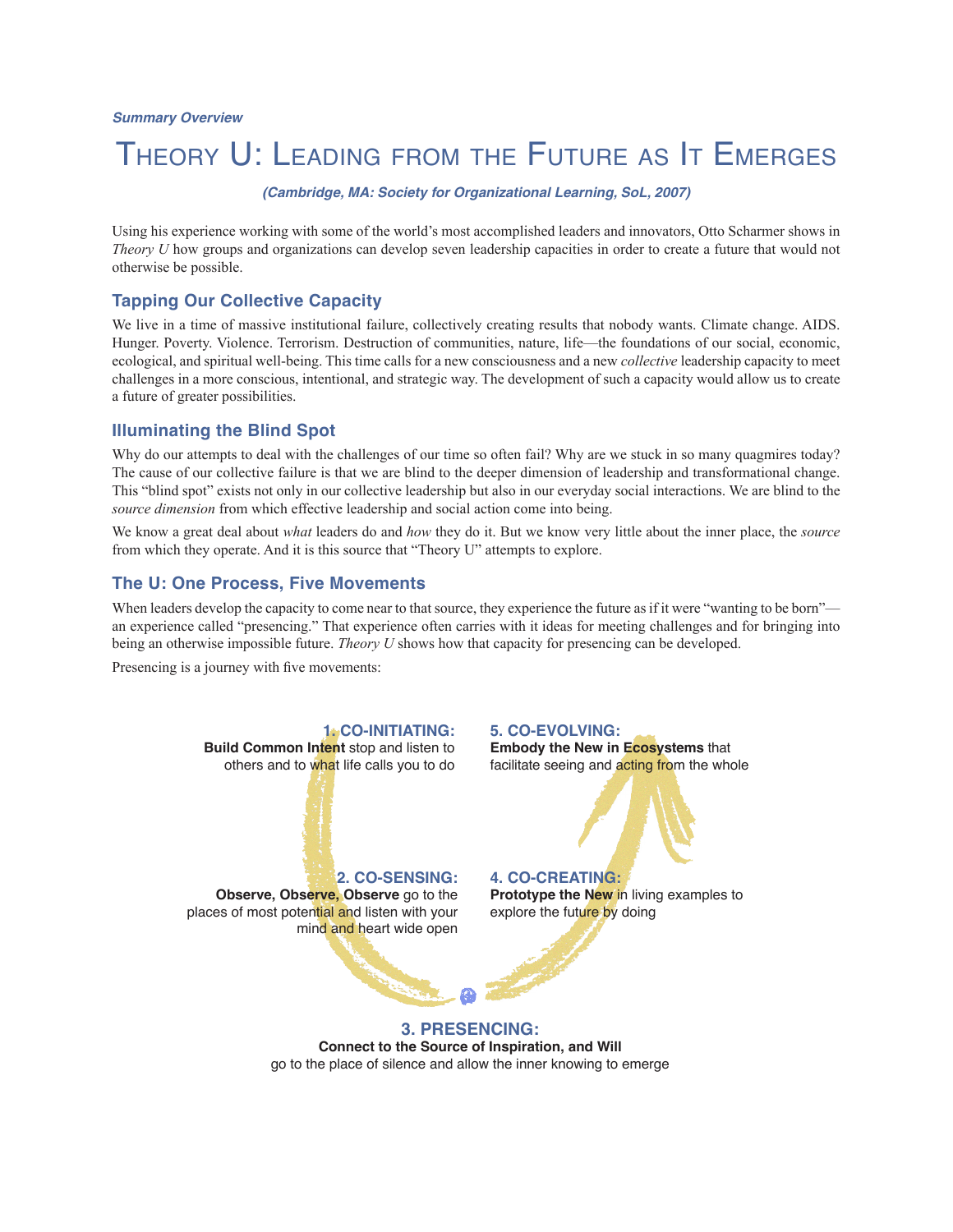*Summary Overview*

# Theory U: Leading from the Future as It Emerges

***(Cambridge, MA: Society for Organizational Learning, SoL, 2007)***

Using his experience working with some of the world's most accomplished leaders and innovators, Otto Scharmer shows in *Theory U* how groups and organizations can develop seven leadership capacities in order to create a future that would not otherwise be possible.

## Tapping Our Collective Capacity

We live in a time of massive institutional failure, collectively creating results that nobody wants. Climate change. AIDS. Hunger. Poverty. Violence. Terrorism. Destruction of communities, nature, life—the foundations of our social, economic, ecological, and spiritual well-being. This time calls for a new consciousness and a new *collective* leadership capacity to meet challenges in a more conscious, intentional, and strategic way. The development of such a capacity would allow us to create a future of greater possibilities.

## Illuminating the Blind Spot

Why do our attempts to deal with the challenges of our time so often fail? Why are we stuck in so many quagmires today? The cause of our collective failure is that we are blind to the deeper dimension of leadership and transformational change. This "blind spot" exists not only in our collective leadership but also in our everyday social interactions. We are blind to the *source dimension* from which effective leadership and social action come into being.

We know a great deal about *what* leaders do and *how* they do it. But we know very little about the inner place, the *source* from which they operate. And it is this source that "Theory U" attempts to explore.

## The U: One Process, Five Movements

When leaders develop the capacity to come near to that source, they experience the future as if it were "wanting to be born"—an experience called "presencing." That experience often carries with it ideas for meeting challenges and for bringing into being an otherwise impossible future. *Theory U* shows how that capacity for presencing can be developed.

Presencing is a journey with five movements:

**1. CO-INITIATING:**
**Build Common Intent** stop and listen to others and to what life calls you to do

**2. CO-SENSING:**
**Observe, Observe, Observe** go to the places of most potential and listen with your mind and heart wide open

**3. PRESENCING:**
**Connect to the Source of Inspiration, and Will**
go to the place of silence and allow the inner knowing to emerge

**4. CO-CREATING:**
**Prototype the New** in living examples to explore the future by doing

**5. CO-EVOLVING:**
**Embody the New in Ecosystems** that facilitate seeing and acting from the whole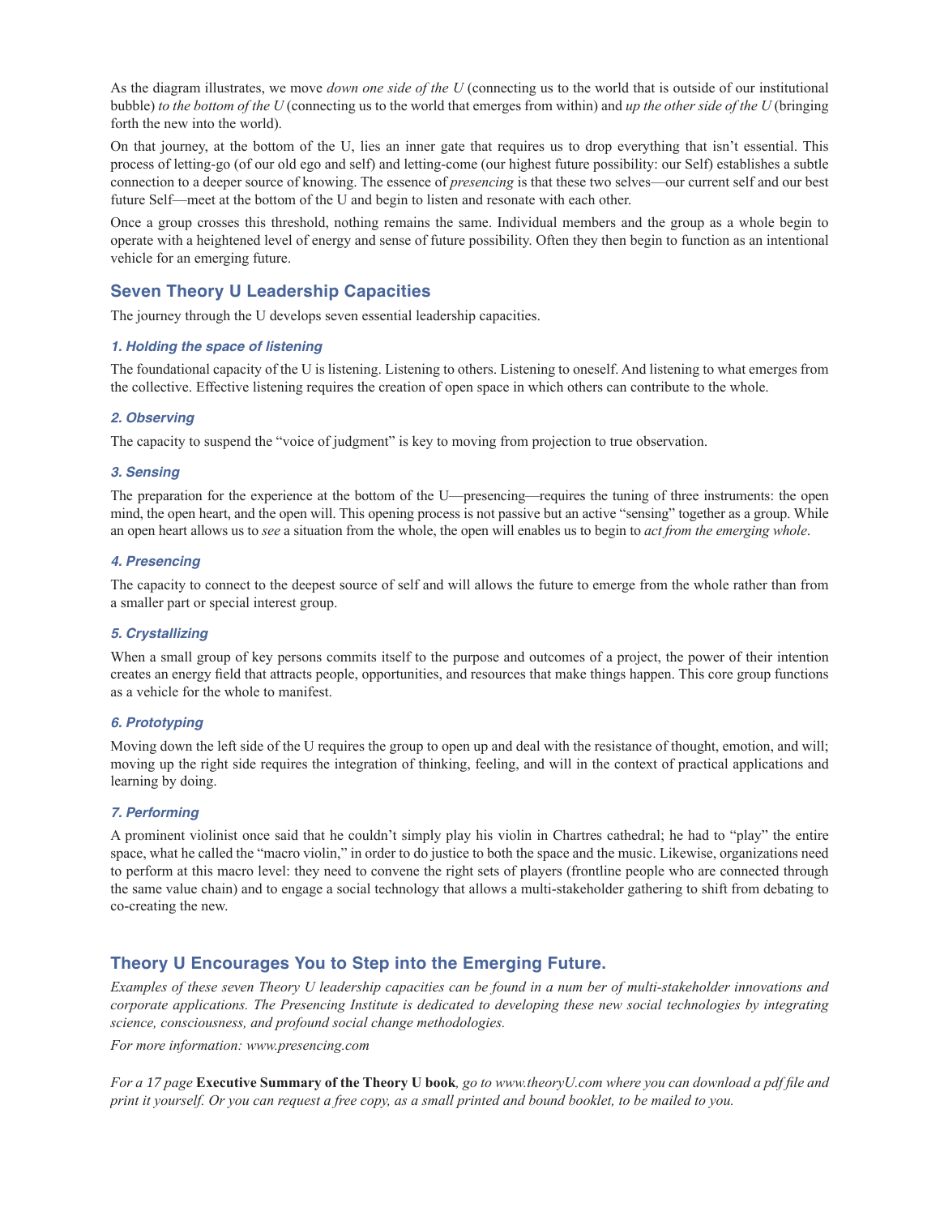As the diagram illustrates, we move *down one side of the U* (connecting us to the world that is outside of our institutional bubble) *to the bottom of the U* (connecting us to the world that emerges from within) and *up the other side of the U* (bringing forth the new into the world).

On that journey, at the bottom of the U, lies an inner gate that requires us to drop everything that isn't essential. This process of letting-go (of our old ego and self) and letting-come (our highest future possibility: our Self) establishes a subtle connection to a deeper source of knowing. The essence of *presencing* is that these two selves—our current self and our best future Self—meet at the bottom of the U and begin to listen and resonate with each other.

Once a group crosses this threshold, nothing remains the same. Individual members and the group as a whole begin to operate with a heightened level of energy and sense of future possibility. Often they then begin to function as an intentional vehicle for an emerging future.

## Seven Theory U Leadership Capacities

The journey through the U develops seven essential leadership capacities.

### *1. Holding the space of listening*

The foundational capacity of the U is listening. Listening to others. Listening to oneself. And listening to what emerges from the collective. Effective listening requires the creation of open space in which others can contribute to the whole.

### *2. Observing*

The capacity to suspend the "voice of judgment" is key to moving from projection to true observation.

### *3. Sensing*

The preparation for the experience at the bottom of the U—presencing—requires the tuning of three instruments: the open mind, the open heart, and the open will. This opening process is not passive but an active "sensing" together as a group. While an open heart allows us to *see* a situation from the whole, the open will enables us to begin to *act from the emerging whole*.

### *4. Presencing*

The capacity to connect to the deepest source of self and will allows the future to emerge from the whole rather than from a smaller part or special interest group.

### *5. Crystallizing*

When a small group of key persons commits itself to the purpose and outcomes of a project, the power of their intention creates an energy field that attracts people, opportunities, and resources that make things happen. This core group functions as a vehicle for the whole to manifest.

### *6. Prototyping*

Moving down the left side of the U requires the group to open up and deal with the resistance of thought, emotion, and will; moving up the right side requires the integration of thinking, feeling, and will in the context of practical applications and learning by doing.

### *7. Performing*

A prominent violinist once said that he couldn't simply play his violin in Chartres cathedral; he had to "play" the entire space, what he called the "macro violin," in order to do justice to both the space and the music. Likewise, organizations need to perform at this macro level: they need to convene the right sets of players (frontline people who are connected through the same value chain) and to engage a social technology that allows a multi-stakeholder gathering to shift from debating to co-creating the new.

## Theory U Encourages You to Step into the Emerging Future.

*Examples of these seven Theory U leadership capacities can be found in a num ber of multi-stakeholder innovations and corporate applications. The Presencing Institute is dedicated to developing these new social technologies by integrating science, consciousness, and profound social change methodologies.*

*For more information: www.presencing.com*

*For a 17 page* **Executive Summary of the Theory U book***, go to www.theoryU.com where you can download a pdf file and print it yourself. Or you can request a free copy, as a small printed and bound booklet, to be mailed to you.*